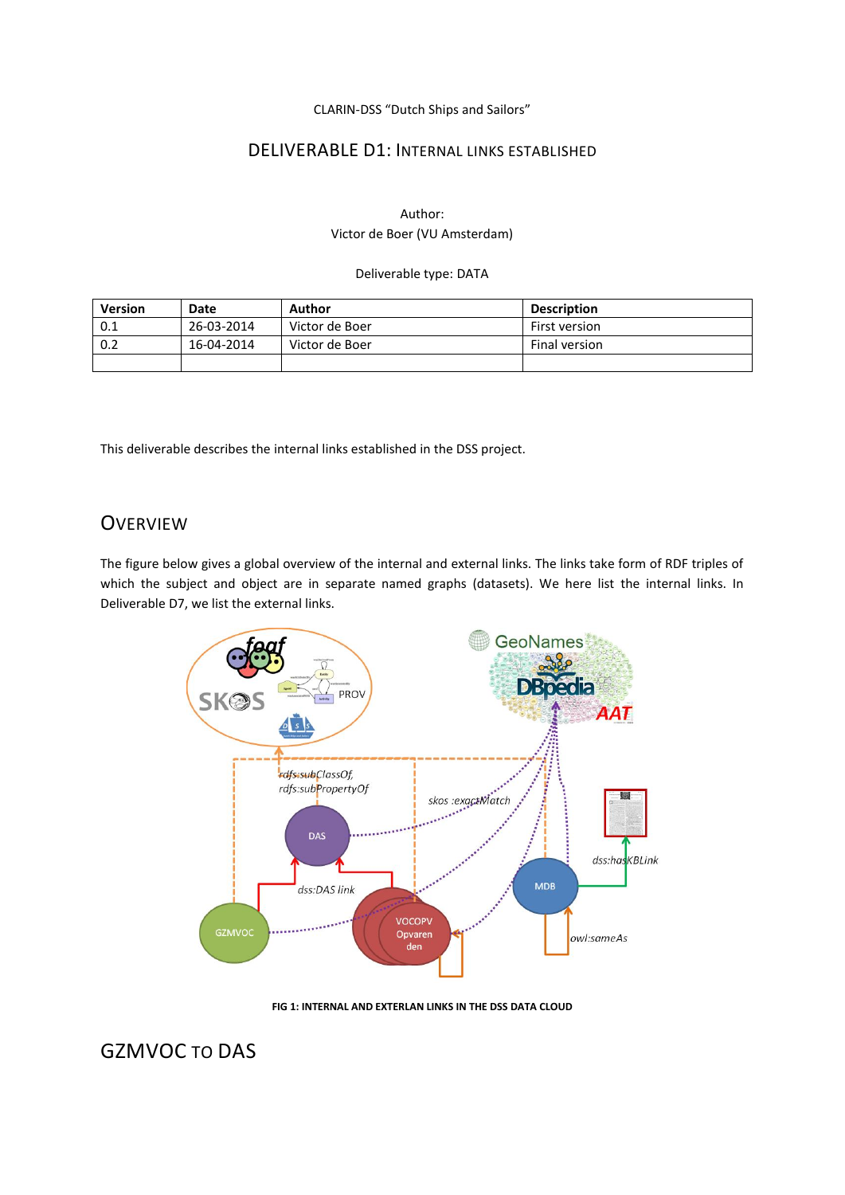CLARIN-DSS “Dutch Ships and Sailors”

# DELIVERABLE D1: INTERNAL LINKS ESTABLISHED

Author:
Victor de Boer (VU Amsterdam)

Deliverable type: DATA

| Version | Date | Author | Description |
|---|---|---|---|
| 0.1 | 26-03-2014 | Victor de Boer | First version |
| 0.2 | 16-04-2014 | Victor de Boer | Final version |
| | | | |

This deliverable describes the internal links established in the DSS project.

## OVERVIEW

The figure below gives a global overview of the internal and external links. The links take form of RDF triples of which the subject and object are in separate named graphs (datasets). We here list the internal links. In Deliverable D7, we list the external links.

FIG 1: INTERNAL AND EXTERLAN LINKS IN THE DSS DATA CLOUD

## GZMVOC TO DAS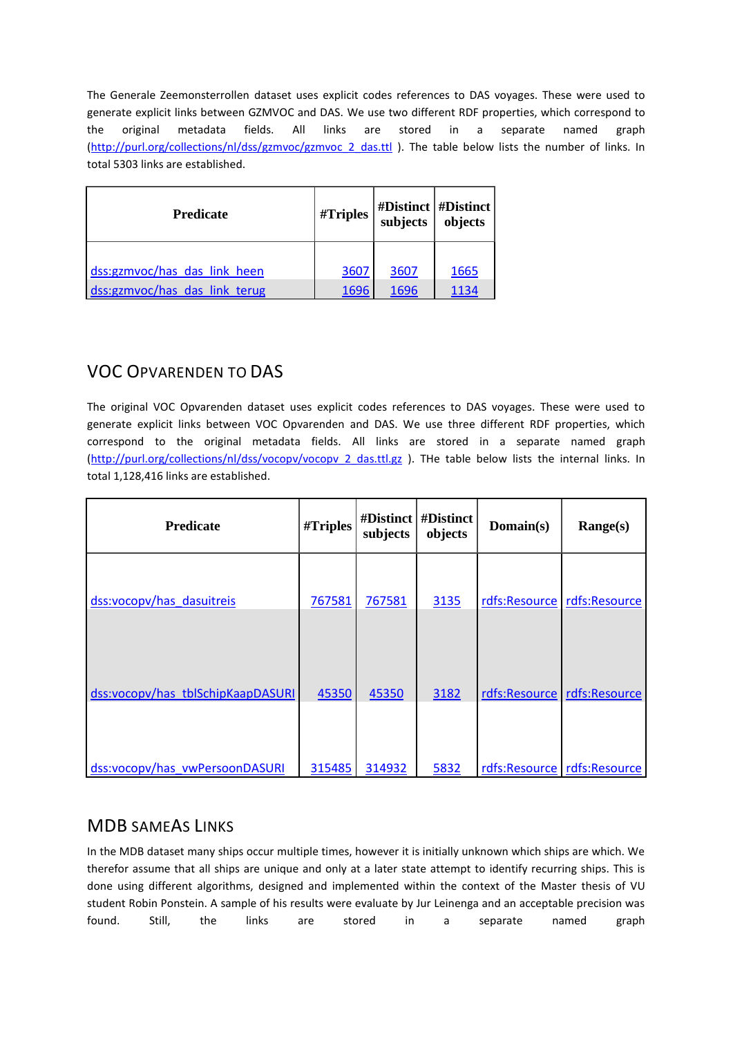The Generale Zeemonsterrollen dataset uses explicit codes references to DAS voyages. These were used to generate explicit links between GZMVOC and DAS. We use two different RDF properties, which correspond to the original metadata fields. All links are stored in a separate named graph (http://purl.org/collections/nl/dss/gzmvoc/gzmvoc_2_das.ttl ). The table below lists the number of links. In total 5303 links are established.

| Predicate | #Triples | #Distinct subjects | #Distinct objects |
|---|---|---|---|
| dss:gzmvoc/has_das_link_heen | 3607 | 3607 | 1665 |
| dss:gzmvoc/has_das_link_terug | 1696 | 1696 | 1134 |

## VOC Opvarenden to DAS

The original VOC Opvarenden dataset uses explicit codes references to DAS voyages. These were used to generate explicit links between VOC Opvarenden and DAS. We use three different RDF properties, which correspond to the original metadata fields. All links are stored in a separate named graph (http://purl.org/collections/nl/dss/vocopv/vocopv_2_das.ttl.gz ). THe table below lists the internal links. In total 1,128,416 links are established.

| Predicate | #Triples | #Distinct subjects | #Distinct objects | Domain(s) | Range(s) |
|---|---|---|---|---|---|
| dss:vocopv/has_dasuitreis | 767581 | 767581 | 3135 | rdfs:Resource | rdfs:Resource |
| dss:vocopv/has_tblSchipKaapDASURI | 45350 | 45350 | 3182 | rdfs:Resource | rdfs:Resource |
| dss:vocopv/has_vwPersoonDASURI | 315485 | 314932 | 5832 | rdfs:Resource | rdfs:Resource |

## MDB sameAs Links

In the MDB dataset many ships occur multiple times, however it is initially unknown which ships are which. We therefor assume that all ships are unique and only at a later state attempt to identify recurring ships. This is done using different algorithms, designed and implemented within the context of the Master thesis of VU student Robin Ponstein. A sample of his results were evaluate by Jur Leinenga and an acceptable precision was found. Still, the links are stored in a separate named graph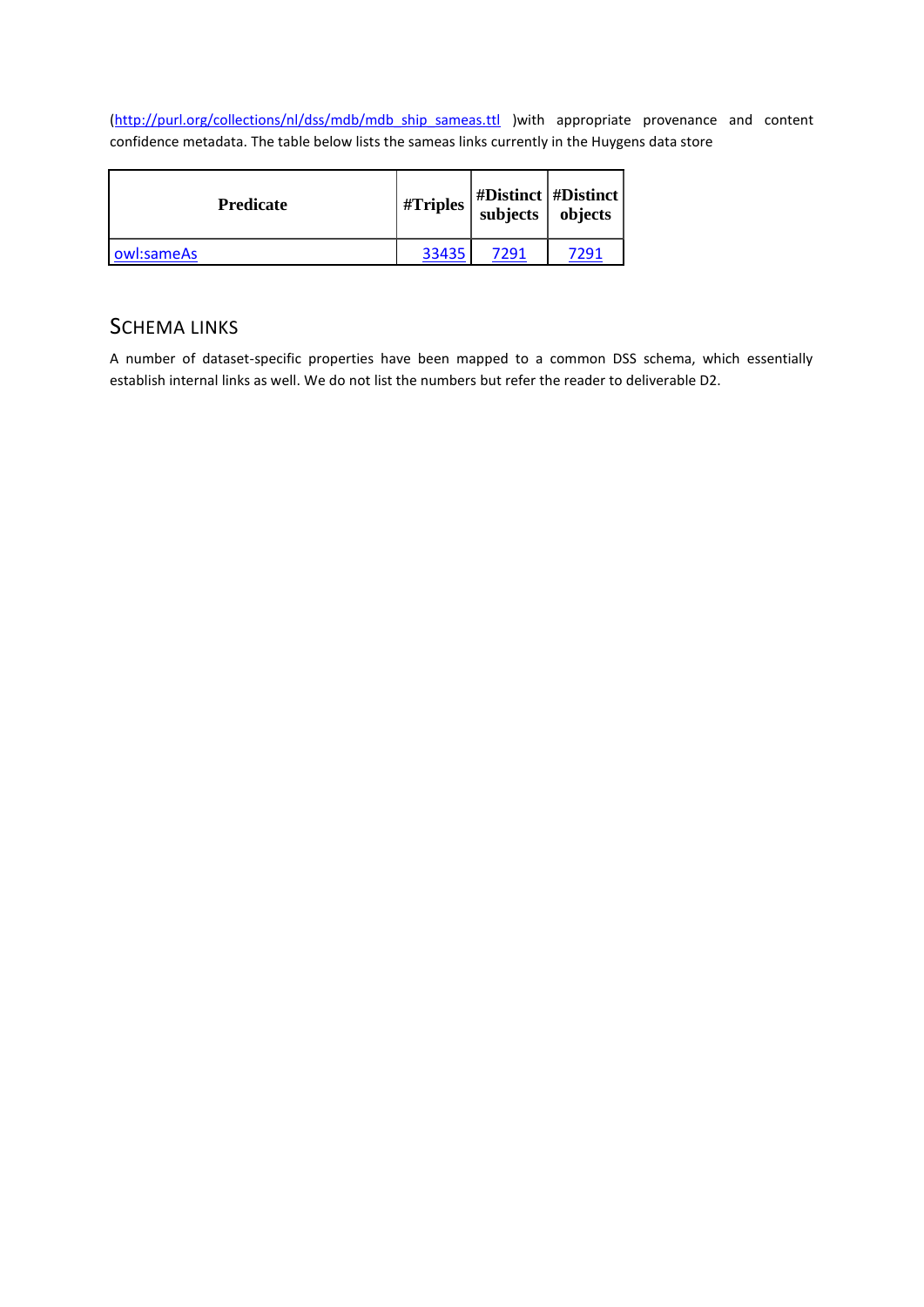(http://purl.org/collections/nl/dss/mdb/mdb_ship_sameas.ttl )with appropriate provenance and content confidence metadata. The table below lists the sameas links currently in the Huygens data store

| Predicate | #Triples | #Distinct subjects | #Distinct objects |
|---|---|---|---|
| owl:sameAs | 33435 | 7291 | 7291 |

## SCHEMA LINKS

A number of dataset-specific properties have been mapped to a common DSS schema, which essentially establish internal links as well. We do not list the numbers but refer the reader to deliverable D2.